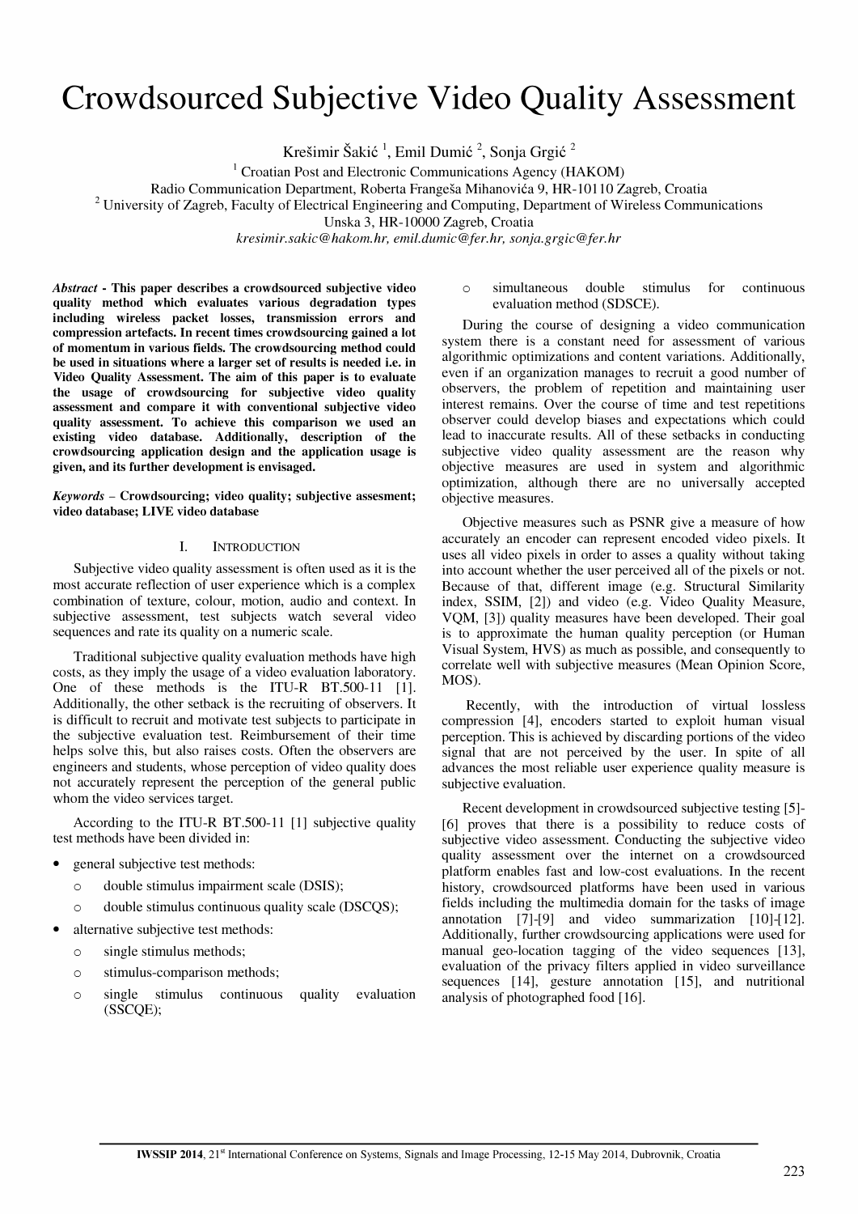# Crowdsourced Subjective Video Quality Assessment

Krešimir Šakić [1], Emil Dumić [2], Sonja Grgić [2]

[1] Croatian Post and Electronic Communications Agency (HAKOM)
Radio Communication Department, Roberta Frangeša Mihanovića 9, HR-10110 Zagreb, Croatia
[2] University of Zagreb, Faculty of Electrical Engineering and Computing, Department of Wireless Communications
Unska 3, HR-10000 Zagreb, Croatia
*kresimir.sakic@hakom.hr, emil.dumic@fer.hr, sonja.grgic@fer.hr*

***Abstract* - This paper describes a crowdsourced subjective video quality method which evaluates various degradation types including wireless packet losses, transmission errors and compression artefacts. In recent times crowdsourcing gained a lot of momentum in various fields. The crowdsourcing method could be used in situations where a larger set of results is needed i.e. in Video Quality Assessment. The aim of this paper is to evaluate the usage of crowdsourcing for subjective video quality assessment and compare it with conventional subjective video quality assessment. To achieve this comparison we used an existing video database. Additionally, description of the crowdsourcing application design and the application usage is given, and its further development is envisaged.**

***Keywords* – Crowdsourcing; video quality; subjective assesment; video database; LIVE video database**

## I. Introduction

Subjective video quality assessment is often used as it is the most accurate reflection of user experience which is a complex combination of texture, colour, motion, audio and context. In subjective assessment, test subjects watch several video sequences and rate its quality on a numeric scale.

Traditional subjective quality evaluation methods have high costs, as they imply the usage of a video evaluation laboratory. One of these methods is the ITU-R BT.500-11 [1]. Additionally, the other setback is the recruiting of observers. It is difficult to recruit and motivate test subjects to participate in the subjective evaluation test. Reimbursement of their time helps solve this, but also raises costs. Often the observers are engineers and students, whose perception of video quality does not accurately represent the perception of the general public whom the video services target.

According to the ITU-R BT.500-11 [1] subjective quality test methods have been divided in:

- general subjective test methods:
  - double stimulus impairment scale (DSIS);
  - double stimulus continuous quality scale (DSCQS);
- alternative subjective test methods:
  - single stimulus methods;
  - stimulus-comparison methods;
  - single stimulus continuous quality evaluation (SSCQE);
  - simultaneous double stimulus for continuous evaluation method (SDSCE).

During the course of designing a video communication system there is a constant need for assessment of various algorithmic optimizations and content variations. Additionally, even if an organization manages to recruit a good number of observers, the problem of repetition and maintaining user interest remains. Over the course of time and test repetitions observer could develop biases and expectations which could lead to inaccurate results. All of these setbacks in conducting subjective video quality assessment are the reason why objective measures are used in system and algorithmic optimization, although there are no universally accepted objective measures.

Objective measures such as PSNR give a measure of how accurately an encoder can represent encoded video pixels. It uses all video pixels in order to asses a quality without taking into account whether the user perceived all of the pixels or not. Because of that, different image (e.g. Structural Similarity index, SSIM, [2]) and video (e.g. Video Quality Measure, VQM, [3]) quality measures have been developed. Their goal is to approximate the human quality perception (or Human Visual System, HVS) as much as possible, and consequently to correlate well with subjective measures (Mean Opinion Score, MOS).

Recently, with the introduction of virtual lossless compression [4], encoders started to exploit human visual perception. This is achieved by discarding portions of the video signal that are not perceived by the user. In spite of all advances the most reliable user experience quality measure is subjective evaluation.

Recent development in crowdsourced subjective testing [5]-[6] proves that there is a possibility to reduce costs of subjective video assessment. Conducting the subjective video quality assessment over the internet on a crowdsourced platform enables fast and low-cost evaluations. In the recent history, crowdsourced platforms have been used in various fields including the multimedia domain for the tasks of image annotation [7]-[9] and video summarization [10]-[12]. Additionally, further crowdsourcing applications were used for manual geo-location tagging of the video sequences [13], evaluation of the privacy filters applied in video surveillance sequences [14], gesture annotation [15], and nutritional analysis of photographed food [16].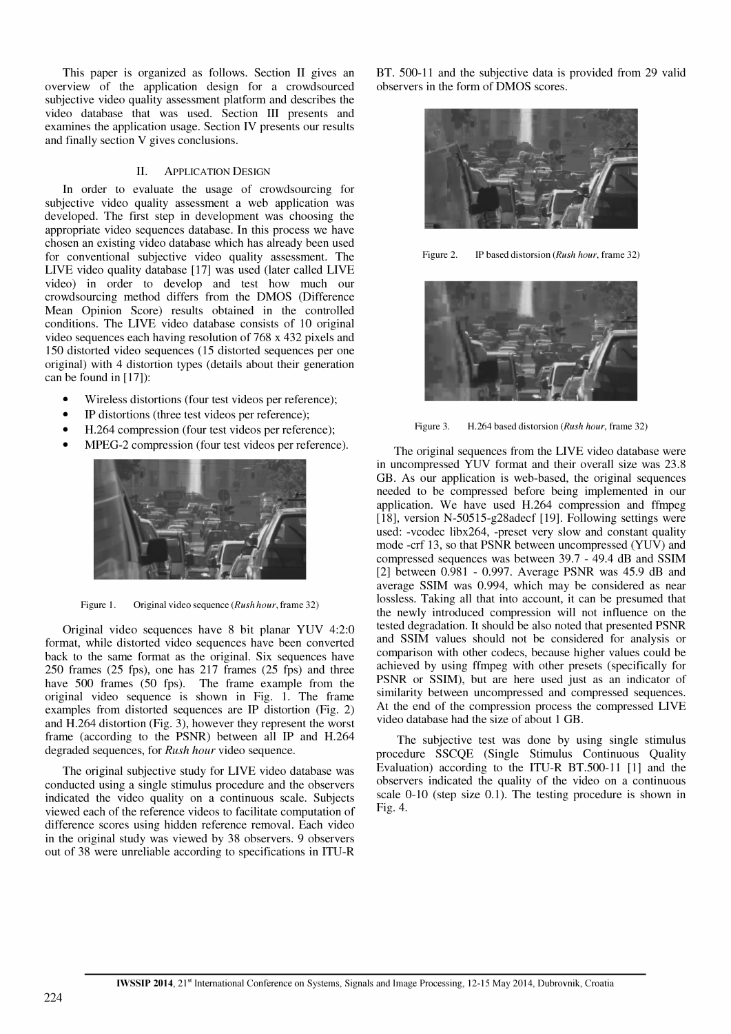This paper is organized as follows. Section II gives an overview of the application design for a crowdsourced subjective video quality assessment platform and describes the video database that was used. Section III presents and examines the application usage. Section IV presents our results and finally section V gives conclusions.

## II. Application Design

In order to evaluate the usage of crowdsourcing for subjective video quality assessment a web application was developed. The first step in development was choosing the appropriate video sequences database. In this process we have chosen an existing video database which has already been used for conventional subjective video quality assessment. The LIVE video quality database [17] was used (later called LIVE video) in order to develop and test how much our crowdsourcing method differs from the DMOS (Difference Mean Opinion Score) results obtained in the controlled conditions. The LIVE video database consists of 10 original video sequences each having resolution of 768 x 432 pixels and 150 distorted video sequences (15 distorted sequences per one original) with 4 distortion types (details about their generation can be found in [17]):

- Wireless distortions (four test videos per reference);
- IP distortions (three test videos per reference);
- H.264 compression (four test videos per reference);
- MPEG-2 compression (four test videos per reference).

Figure 1. Original video sequence (*Rush hour*, frame 32)

Original video sequences have 8 bit planar YUV 4:2:0 format, while distorted video sequences have been converted back to the same format as the original. Six sequences have 250 frames (25 fps), one has 217 frames (25 fps) and three have 500 frames (50 fps). The frame example from the original video sequence is shown in Fig. 1. The frame examples from distorted sequences are IP distortion (Fig. 2) and H.264 distortion (Fig. 3), however they represent the worst frame (according to the PSNR) between all IP and H.264 degraded sequences, for *Rush hour* video sequence.

The original subjective study for LIVE video database was conducted using a single stimulus procedure and the observers indicated the video quality on a continuous scale. Subjects viewed each of the reference videos to facilitate computation of difference scores using hidden reference removal. Each video in the original study was viewed by 38 observers. 9 observers out of 38 were unreliable according to specifications in ITU-R BT. 500-11 and the subjective data is provided from 29 valid observers in the form of DMOS scores.

Figure 2. IP based distorsion (*Rush hour*, frame 32)

Figure 3. H.264 based distorsion (*Rush hour*, frame 32)

The original sequences from the LIVE video database were in uncompressed YUV format and their overall size was 23.8 GB. As our application is web-based, the original sequences needed to be compressed before being implemented in our application. We have used H.264 compression and ffmpeg [18], version N-50515-g28adecf [19]. Following settings were used: -vcodec libx264, -preset very slow and constant quality mode -crf 13, so that PSNR between uncompressed (YUV) and compressed sequences was between 39.7 - 49.4 dB and SSIM [2] between 0.981 - 0.997. Average PSNR was 45.9 dB and average SSIM was 0.994, which may be considered as near lossless. Taking all that into account, it can be presumed that the newly introduced compression will not influence on the tested degradation. It should be also noted that presented PSNR and SSIM values should not be considered for analysis or comparison with other codecs, because higher values could be achieved by using ffmpeg with other presets (specifically for PSNR or SSIM), but are here used just as an indicator of similarity between uncompressed and compressed sequences. At the end of the compression process the compressed LIVE video database had the size of about 1 GB.

The subjective test was done by using single stimulus procedure SSCQE (Single Stimulus Continuous Quality Evaluation) according to the ITU-R BT.500-11 [1] and the observers indicated the quality of the video on a continuous scale 0-10 (step size 0.1). The testing procedure is shown in Fig. 4.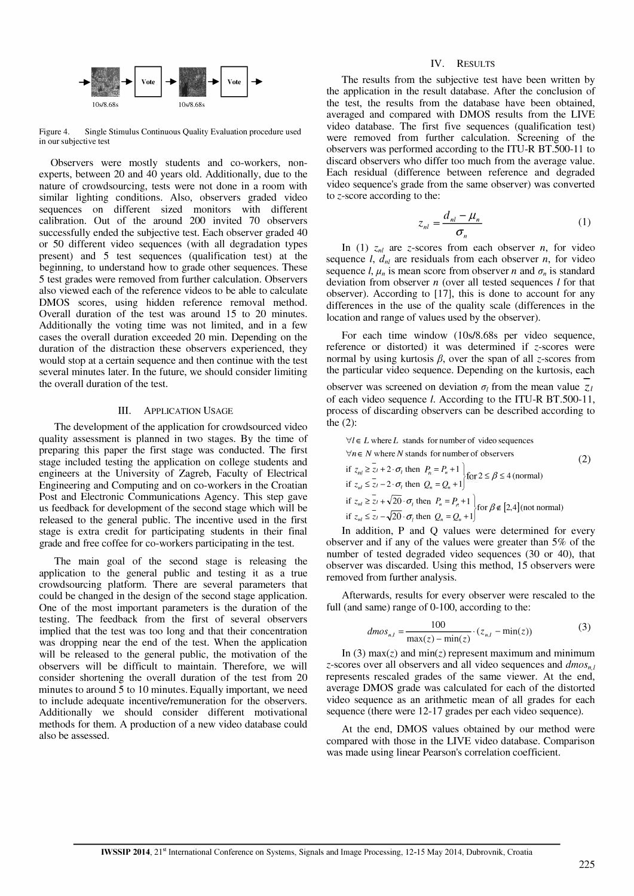Vote Vote

10s/8.68s 10s/8.68s

Figure 4. Single Stimulus Continuous Quality Evaluation procedure used in our subjective test

Observers were mostly students and co-workers, non-experts, between 20 and 40 years old. Additionally, due to the nature of crowdsourcing, tests were not done in a room with similar lighting conditions. Also, observers graded video sequences on different sized monitors with different calibration. Out of the around 200 invited 70 observers successfully ended the subjective test. Each observer graded 40 or 50 different video sequences (with all degradation types present) and 5 test sequences (qualification test) at the beginning, to understand how to grade other sequences. These 5 test grades were removed from further calculation. Observers also viewed each of the reference videos to be able to calculate DMOS scores, using hidden reference removal method. Overall duration of the test was around 15 to 20 minutes. Additionally the voting time was not limited, and in a few cases the overall duration exceeded 20 min. Depending on the duration of the distraction these observers experienced, they would stop at a certain sequence and then continue with the test several minutes later. In the future, we should consider limiting the overall duration of the test.

## III. Application Usage

The development of the application for crowdsourced video quality assessment is planned in two stages. By the time of preparing this paper the first stage was conducted. The first stage included testing the application on college students and engineers at the University of Zagreb, Faculty of Electrical Engineering and Computing and on co-workers in the Croatian Post and Electronic Communications Agency. This step gave us feedback for development of the second stage which will be released to the general public. The incentive used in the first stage is extra credit for participating students in their final grade and free coffee for co-workers participating in the test.

The main goal of the second stage is releasing the application to the general public and testing it as a true crowdsourcing platform. There are several parameters that could be changed in the design of the second stage application. One of the most important parameters is the duration of the testing. The feedback from the first of several observers implied that the test was too long and that their concentration was dropping near the end of the test. When the application will be released to the general public, the motivation of the observers will be difficult to maintain. Therefore, we will consider shortening the overall duration of the test from 20 minutes to around 5 to 10 minutes. Equally important, we need to include adequate incentive/remuneration for the observers. Additionally we should consider different motivational methods for them. A production of a new video database could also be assessed.

## IV. Results

The results from the subjective test have been written by the application in the result database. After the conclusion of the test, the results from the database have been obtained, averaged and compared with DMOS results from the LIVE video database. The first five sequences (qualification test) were removed from further calculation. Screening of the observers was performed according to the ITU-R BT.500-11 to discard observers who differ too much from the average value. Each residual (difference between reference and degraded video sequence's grade from the same observer) was converted to *z*-score according to the:

$$z_{nl} = \frac{d_{nl} - \mu_n}{\sigma_n} \tag{1}$$

In (1) $z_{nl}$ are *z*-scores from each observer $n$, for video sequence $l$, $d_{nl}$ are residuals from each observer $n$, for video sequence $l$, $\mu_n$ is mean score from observer $n$ and $\sigma_n$ is standard deviation from observer $n$ (over all tested sequences $l$ for that observer). According to [17], this is done to account for any differences in the use of the quality scale (differences in the location and range of values used by the observer).

For each time window (10s/8.68s per video sequence, reference or distorted) it was determined if *z*-scores were normal by using kurtosis $\beta$, over the span of all *z*-scores from the particular video sequence. Depending on the kurtosis, each observer was screened on deviation $\sigma_l$ from the mean value $\bar{z}_l$ of each video sequence $l$. According to the ITU-R BT.500-11, process of discarding observers can be described according to the (2):

$$\begin{aligned}
&\forall l \in L \text{ where } L \text{ stands for number of video sequences} \\
&\forall n \in N \text{ where } N \text{ stands for number of observers} \\
&\left.\begin{aligned}
&\text{if } z_{nl} \geq \bar{z}_l + 2\cdot\sigma_l \text{ then } P_n = P_n + 1 \\
&\text{if } z_{nl} \leq \bar{z}_l - 2\cdot\sigma_l \text{ then } Q_n = Q_n + 1
\end{aligned}\right\} \text{for } 2 \leq \beta \leq 4 \text{ (normal)} \\
&\left.\begin{aligned}
&\text{if } z_{nl} \geq \bar{z}_l + \sqrt{20}\cdot\sigma_l \text{ then } P_n = P_n + 1 \\
&\text{if } z_{nl} \leq \bar{z}_l - \sqrt{20}\cdot\sigma_l \text{ then } Q_n = Q_n + 1
\end{aligned}\right\} \text{for } \beta \notin [2,4] \text{ (not normal)}
\end{aligned} \tag{2}$$

In addition, P and Q values were determined for every observer and if any of the values were greater than 5% of the number of tested degraded video sequences (30 or 40), that observer was discarded. Using this method, 15 observers were removed from further analysis.

Afterwards, results for every observer were rescaled to the full (and same) range of 0-100, according to the:

$$dmos_{n,l} = \frac{100}{\max(z) - \min(z)} \cdot (z_{n,l} - \min(z)) \tag{3}$$

In (3) max(*z*) and min(*z*) represent maximum and minimum *z*-scores over all observers and all video sequences and $dmos_{n,l}$ represents rescaled grades of the same viewer. At the end, average DMOS grade was calculated for each of the distorted video sequence as an arithmetic mean of all grades for each sequence (there were 12-17 grades per each video sequence).

At the end, DMOS values obtained by our method were compared with those in the LIVE video database. Comparison was made using linear Pearson's correlation coefficient.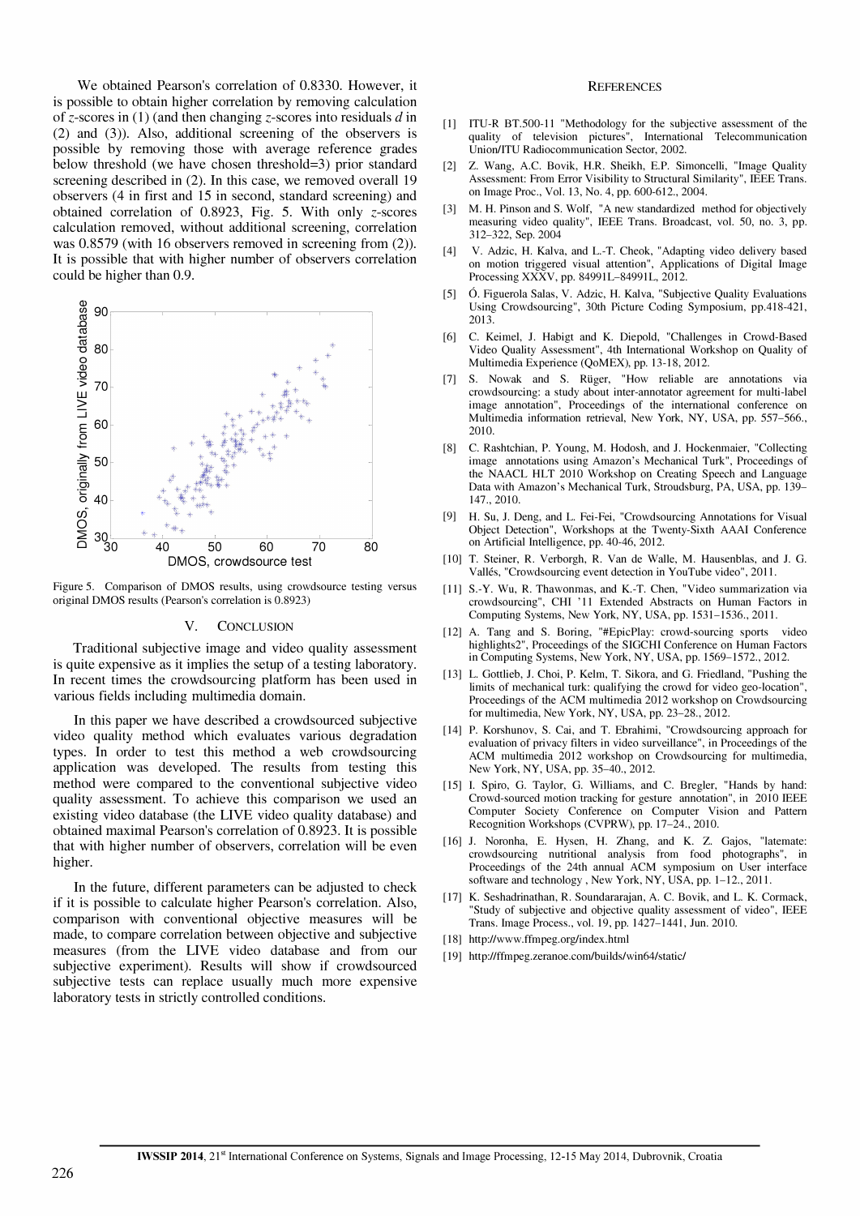We obtained Pearson's correlation of 0.8330. However, it is possible to obtain higher correlation by removing calculation of $z$-scores in (1) (and then changing $z$-scores into residuals $d$ in (2) and (3)). Also, additional screening of the observers is possible by removing those with average reference grades below threshold (we have chosen threshold=3) prior standard screening described in (2). In this case, we removed overall 19 observers (4 in first and 15 in second, standard screening) and obtained correlation of 0.8923, Fig. 5. With only $z$-scores calculation removed, without additional screening, correlation was 0.8579 (with 16 observers removed in screening from (2)). It is possible that with higher number of observers correlation could be higher than 0.9.

DMOS, originally from LIVE video database

90
80
70
60
50
40
30

30 40 50 60 70 80

DMOS, crowdsource test

Figure 5. Comparison of DMOS results, using crowdsource testing versus original DMOS results (Pearson's correlation is 0.8923)

## V. CONCLUSION

Traditional subjective image and video quality assessment is quite expensive as it implies the setup of a testing laboratory. In recent times the crowdsourcing platform has been used in various fields including multimedia domain.

In this paper we have described a crowdsourced subjective video quality method which evaluates various degradation types. In order to test this method a web crowdsourcing application was developed. The results from testing this method were compared to the conventional subjective video quality assessment. To achieve this comparison we used an existing video database (the LIVE video quality database) and obtained maximal Pearson's correlation of 0.8923. It is possible that with higher number of observers, correlation will be even higher.

In the future, different parameters can be adjusted to check if it is possible to calculate higher Pearson's correlation. Also, comparison with conventional objective measures will be made, to compare correlation between objective and subjective measures (from the LIVE video database and from our subjective experiment). Results will show if crowdsourced subjective tests can replace usually much more expensive laboratory tests in strictly controlled conditions.

## REFERENCES

[1] ITU-R BT.500-11 "Methodology for the subjective assessment of the quality of television pictures", International Telecommunication Union/ITU Radiocommunication Sector, 2002.

[2] Z. Wang, A.C. Bovik, H.R. Sheikh, E.P. Simoncelli, "Image Quality Assessment: From Error Visibility to Structural Similarity", IEEE Trans. on Image Proc., Vol. 13, No. 4, pp. 600-612., 2004.

[3] M. H. Pinson and S. Wolf, "A new standardized method for objectively measuring video quality", IEEE Trans. Broadcast, vol. 50, no. 3, pp. 312–322, Sep. 2004

[4] V. Adzic, H. Kalva, and L.-T. Cheok, "Adapting video delivery based on motion triggered visual attention", Applications of Digital Image Processing XXXV, pp. 84991L–84991L, 2012.

[5] Ó. Figuerola Salas, V. Adzic, H. Kalva, "Subjective Quality Evaluations Using Crowdsourcing", 30th Picture Coding Symposium, pp.418-421, 2013.

[6] C. Keimel, J. Habigt and K. Diepold, "Challenges in Crowd-Based Video Quality Assessment", 4th International Workshop on Quality of Multimedia Experience (QoMEX), pp. 13-18, 2012.

[7] S. Nowak and S. Rüger, "How reliable are annotations via crowdsourcing: a study about inter-annotator agreement for multi-label image annotation", Proceedings of the international conference on Multimedia information retrieval, New York, NY, USA, pp. 557–566., 2010.

[8] C. Rashtchian, P. Young, M. Hodosh, and J. Hockenmaier, "Collecting image annotations using Amazon's Mechanical Turk", Proceedings of the NAACL HLT 2010 Workshop on Creating Speech and Language Data with Amazon's Mechanical Turk, Stroudsburg, PA, USA, pp. 139–147., 2010.

[9] H. Su, J. Deng, and L. Fei-Fei, "Crowdsourcing Annotations for Visual Object Detection", Workshops at the Twenty-Sixth AAAI Conference on Artificial Intelligence, pp. 40-46, 2012.

[10] T. Steiner, R. Verborgh, R. Van de Walle, M. Hausenblas, and J. G. Vallés, "Crowdsourcing event detection in YouTube video", 2011.

[11] S.-Y. Wu, R. Thawonmas, and K.-T. Chen, "Video summarization via crowdsourcing", CHI '11 Extended Abstracts on Human Factors in Computing Systems, New York, NY, USA, pp. 1531–1536., 2011.

[12] A. Tang and S. Boring, "#EpicPlay: crowd-sourcing sports video highlights2", Proceedings of the SIGCHI Conference on Human Factors in Computing Systems, New York, NY, USA, pp. 1569–1572., 2012.

[13] L. Gottlieb, J. Choi, P. Kelm, T. Sikora, and G. Friedland, "Pushing the limits of mechanical turk: qualifying the crowd for video geo-location", Proceedings of the ACM multimedia 2012 workshop on Crowdsourcing for multimedia, New York, NY, USA, pp. 23–28., 2012.

[14] P. Korshunov, S. Cai, and T. Ebrahimi, "Crowdsourcing approach for evaluation of privacy filters in video surveillance", in Proceedings of the ACM multimedia 2012 workshop on Crowdsourcing for multimedia, New York, NY, USA, pp. 35–40., 2012.

[15] I. Spiro, G. Taylor, G. Williams, and C. Bregler, "Hands by hand: Crowd-sourced motion tracking for gesture annotation", in 2010 IEEE Computer Society Conference on Computer Vision and Pattern Recognition Workshops (CVPRW), pp. 17–24., 2010.

[16] J. Noronha, E. Hysen, H. Zhang, and K. Z. Gajos, "Iatemate: crowdsourcing nutritional analysis from food photographs", in Proceedings of the 24th annual ACM symposium on User interface software and technology , New York, NY, USA, pp. 1–12., 2011.

[17] K. Seshadrinathan, R. Soundararajan, A. C. Bovik, and L. K. Cormack, "Study of subjective and objective quality assessment of video", IEEE Trans. Image Process., vol. 19, pp. 1427–1441, Jun. 2010.

[18] http://www.ffmpeg.org/index.html

[19] http://ffmpeg.zeranoe.com/builds/win64/static/